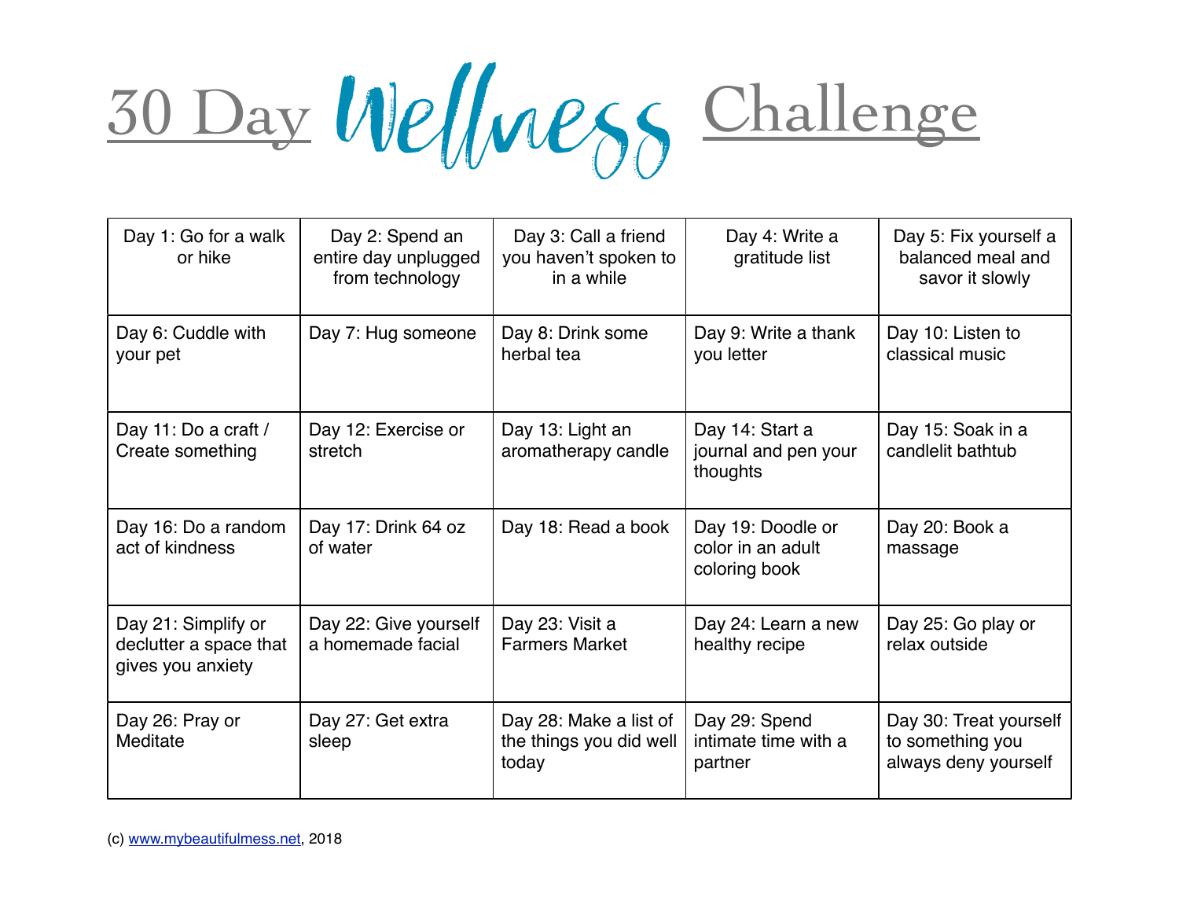# 30 Day Wellness Challenge

| | | | | |
|---|---|---|---|---|
| Day 1: Go for a walk or hike | Day 2: Spend an entire day unplugged from technology | Day 3: Call a friend you haven't spoken to in a while | Day 4: Write a gratitude list | Day 5: Fix yourself a balanced meal and savor it slowly |
| Day 6: Cuddle with your pet | Day 7: Hug someone | Day 8: Drink some herbal tea | Day 9: Write a thank you letter | Day 10: Listen to classical music |
| Day 11: Do a craft / Create something | Day 12: Exercise or stretch | Day 13: Light an aromatherapy candle | Day 14: Start a journal and pen your thoughts | Day 15: Soak in a candlelit bathtub |
| Day 16: Do a random act of kindness | Day 17: Drink 64 oz of water | Day 18: Read a book | Day 19: Doodle or color in an adult coloring book | Day 20: Book a massage |
| Day 21: Simplify or declutter a space that gives you anxiety | Day 22: Give yourself a homemade facial | Day 23: Visit a Farmers Market | Day 24: Learn a new healthy recipe | Day 25: Go play or relax outside |
| Day 26: Pray or Meditate | Day 27: Get extra sleep | Day 28: Make a list of the things you did well today | Day 29: Spend intimate time with a partner | Day 30: Treat yourself to something you always deny yourself |

(c) www.mybeautifulmess.net, 2018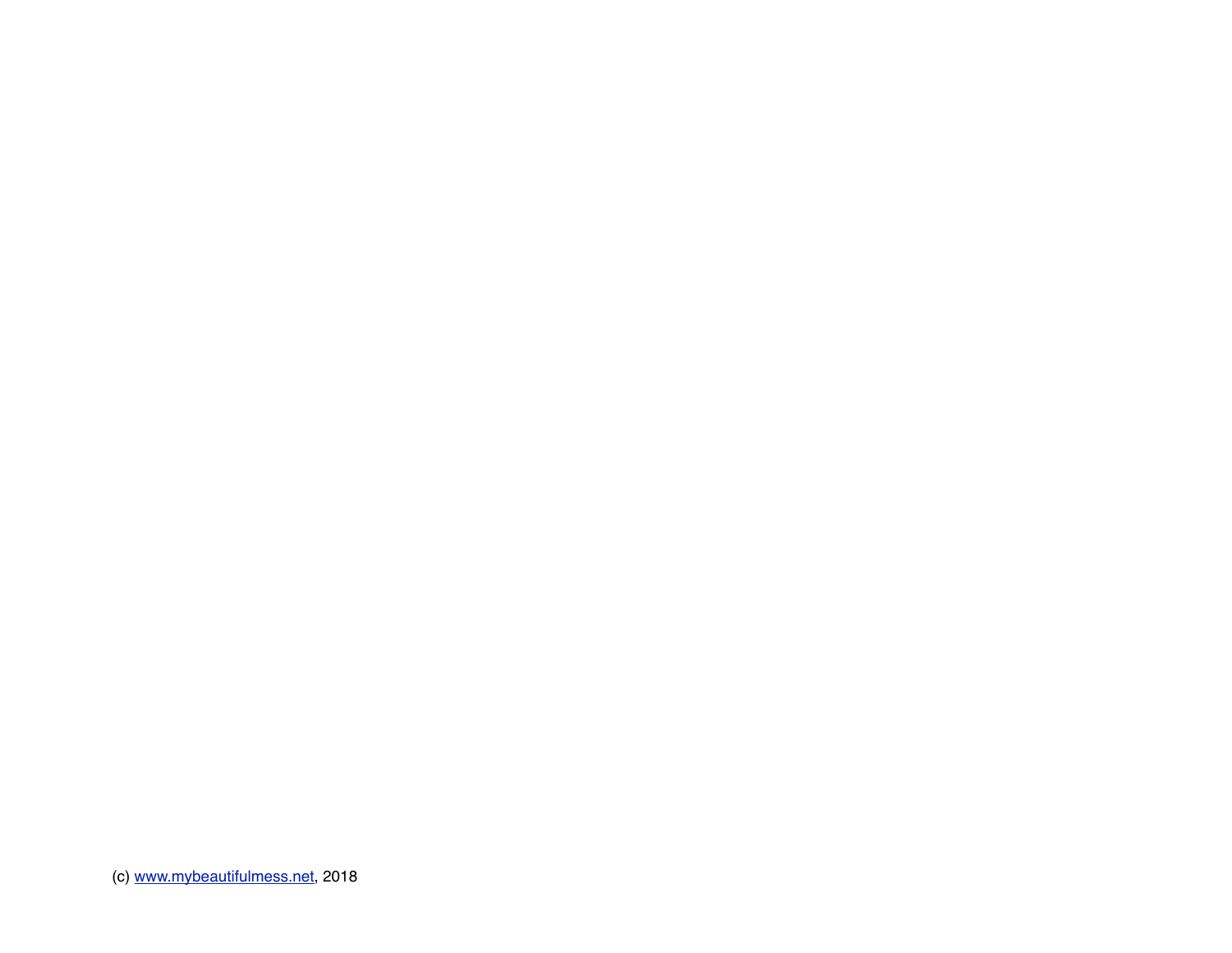(c) www.mybeautifulmess.net, 2018